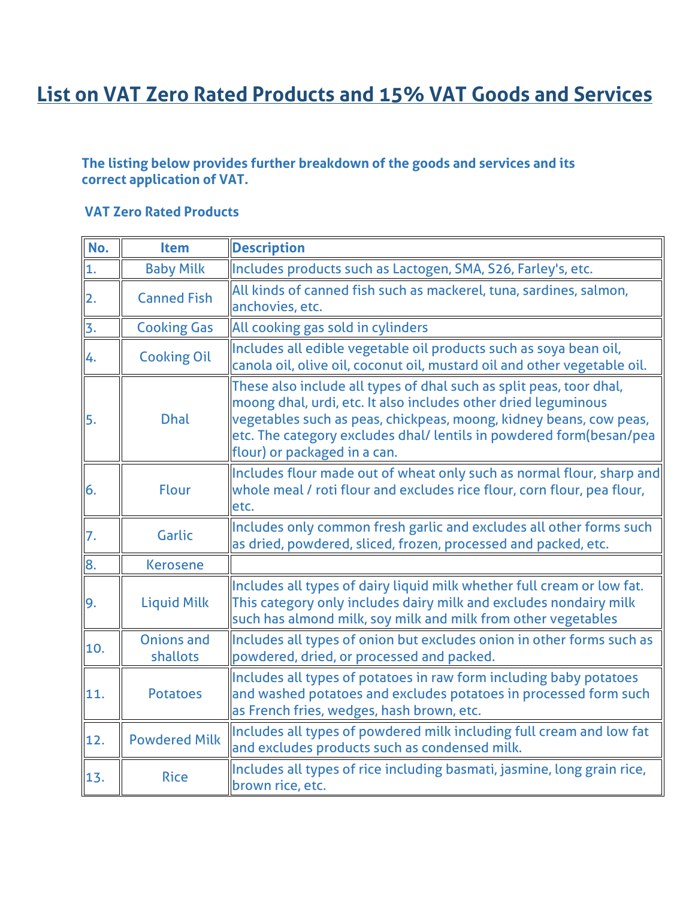# List on VAT Zero Rated Products and 15% VAT Goods and Services

**The listing below provides further breakdown of the goods and services and its correct application of VAT.**

### VAT Zero Rated Products

| No. | Item | Description |
|---|---|---|
| 1. | Baby Milk | Includes products such as Lactogen, SMA, S26, Farley's, etc. |
| 2. | Canned Fish | All kinds of canned fish such as mackerel, tuna, sardines, salmon, anchovies, etc. |
| 3. | Cooking Gas | All cooking gas sold in cylinders |
| 4. | Cooking Oil | Includes all edible vegetable oil products such as soya bean oil, canola oil, olive oil, coconut oil, mustard oil and other vegetable oil. |
| 5. | Dhal | These also include all types of dhal such as split peas, toor dhal, moong dhal, urdi, etc. It also includes other dried leguminous vegetables such as peas, chickpeas, moong, kidney beans, cow peas, etc. The category excludes dhal/ lentils in powdered form(besan/pea flour) or packaged in a can. |
| 6. | Flour | Includes flour made out of wheat only such as normal flour, sharp and whole meal / roti flour and excludes rice flour, corn flour, pea flour, etc. |
| 7. | Garlic | Includes only common fresh garlic and excludes all other forms such as dried, powdered, sliced, frozen, processed and packed, etc. |
| 8. | Kerosene | |
| 9. | Liquid Milk | Includes all types of dairy liquid milk whether full cream or low fat. This category only includes dairy milk and excludes nondairy milk such has almond milk, soy milk and milk from other vegetables |
| 10. | Onions and shallots | Includes all types of onion but excludes onion in other forms such as powdered, dried, or processed and packed. |
| 11. | Potatoes | Includes all types of potatoes in raw form including baby potatoes and washed potatoes and excludes potatoes in processed form such as French fries, wedges, hash brown, etc. |
| 12. | Powdered Milk | Includes all types of powdered milk including full cream and low fat and excludes products such as condensed milk. |
| 13. | Rice | Includes all types of rice including basmati, jasmine, long grain rice, brown rice, etc. |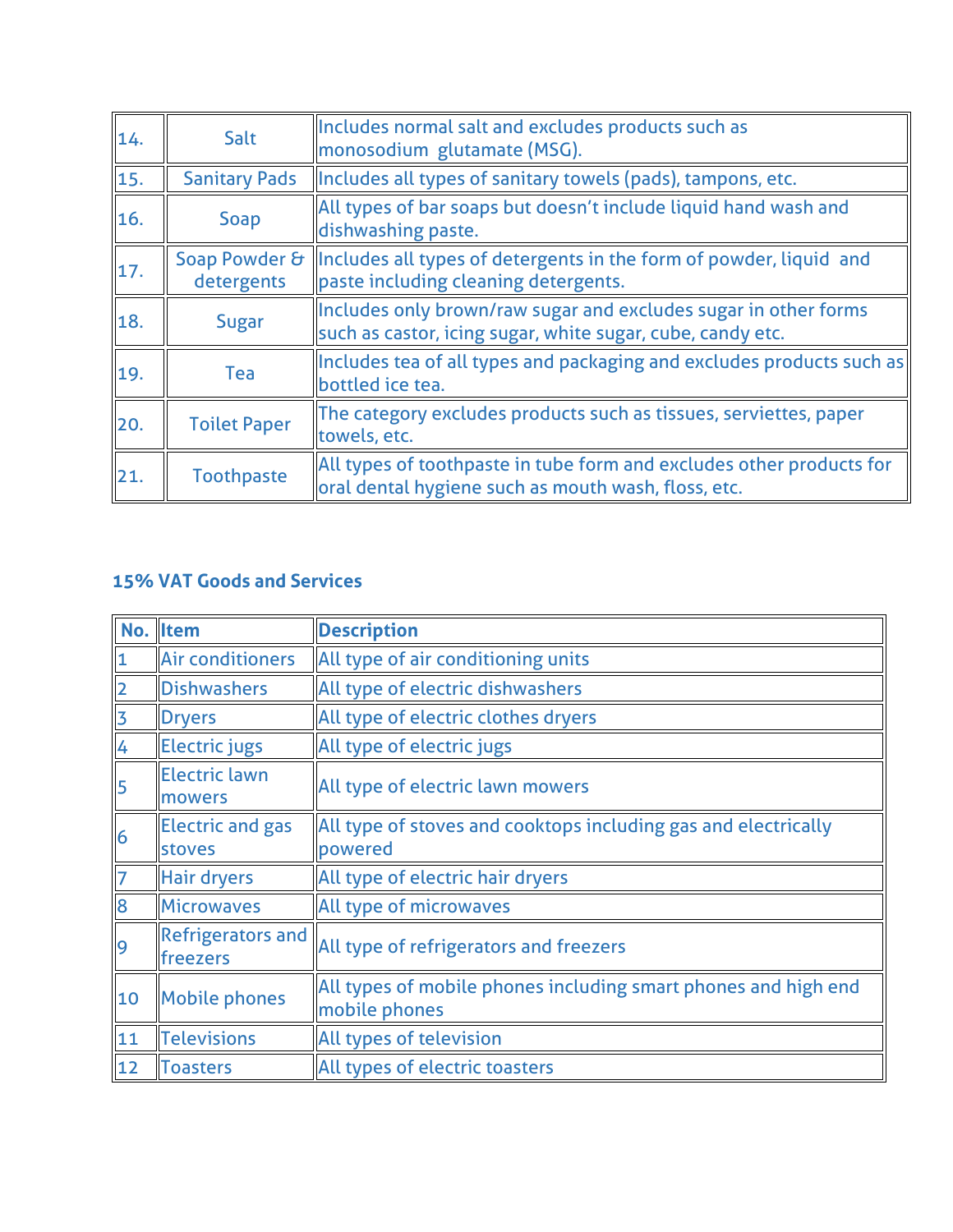| | | |
|---|---|---|
| 14. | Salt | Includes normal salt and excludes products such as monosodium glutamate (MSG). |
| 15. | Sanitary Pads | Includes all types of sanitary towels (pads), tampons, etc. |
| 16. | Soap | All types of bar soaps but doesn't include liquid hand wash and dishwashing paste. |
| 17. | Soap Powder & detergents | Includes all types of detergents in the form of powder, liquid and paste including cleaning detergents. |
| 18. | Sugar | Includes only brown/raw sugar and excludes sugar in other forms such as castor, icing sugar, white sugar, cube, candy etc. |
| 19. | Tea | Includes tea of all types and packaging and excludes products such as bottled ice tea. |
| 20. | Toilet Paper | The category excludes products such as tissues, serviettes, paper towels, etc. |
| 21. | Toothpaste | All types of toothpaste in tube form and excludes other products for oral dental hygiene such as mouth wash, floss, etc. |

## 15% VAT Goods and Services

| No. | Item | Description |
|---|---|---|
| 1 | Air conditioners | All type of air conditioning units |
| 2 | Dishwashers | All type of electric dishwashers |
| 3 | Dryers | All type of electric clothes dryers |
| 4 | Electric jugs | All type of electric jugs |
| 5 | Electric lawn mowers | All type of electric lawn mowers |
| 6 | Electric and gas stoves | All type of stoves and cooktops including gas and electrically powered |
| 7 | Hair dryers | All type of electric hair dryers |
| 8 | Microwaves | All type of microwaves |
| 9 | Refrigerators and freezers | All type of refrigerators and freezers |
| 10 | Mobile phones | All types of mobile phones including smart phones and high end mobile phones |
| 11 | Televisions | All types of television |
| 12 | Toasters | All types of electric toasters |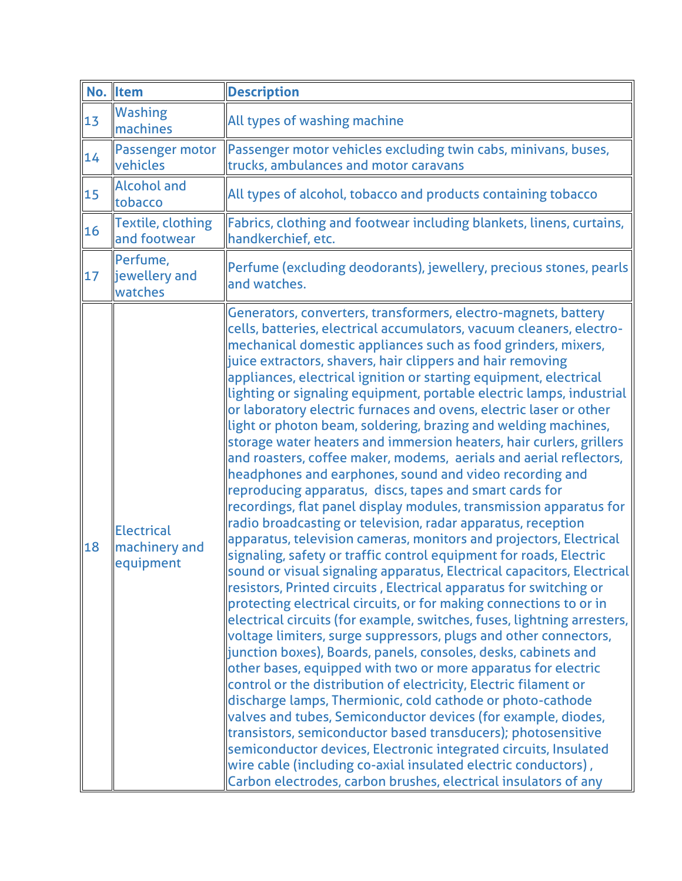| No. | Item | Description |
|---|---|---|
| 13 | Washing machines | All types of washing machine |
| 14 | Passenger motor vehicles | Passenger motor vehicles excluding twin cabs, minivans, buses, trucks, ambulances and motor caravans |
| 15 | Alcohol and tobacco | All types of alcohol, tobacco and products containing tobacco |
| 16 | Textile, clothing and footwear | Fabrics, clothing and footwear including blankets, linens, curtains, handkerchief, etc. |
| 17 | Perfume, jewellery and watches | Perfume (excluding deodorants), jewellery, precious stones, pearls and watches. |
| 18 | Electrical machinery and equipment | Generators, converters, transformers, electro-magnets, battery cells, batteries, electrical accumulators, vacuum cleaners, electro-mechanical domestic appliances such as food grinders, mixers, juice extractors, shavers, hair clippers and hair removing appliances, electrical ignition or starting equipment, electrical lighting or signaling equipment, portable electric lamps, industrial or laboratory electric furnaces and ovens, electric laser or other light or photon beam, soldering, brazing and welding machines, storage water heaters and immersion heaters, hair curlers, grillers and roasters, coffee maker, modems, aerials and aerial reflectors, headphones and earphones, sound and video recording and reproducing apparatus, discs, tapes and smart cards for recordings, flat panel display modules, transmission apparatus for radio broadcasting or television, radar apparatus, reception apparatus, television cameras, monitors and projectors, Electrical signaling, safety or traffic control equipment for roads, Electric sound or visual signaling apparatus, Electrical capacitors, Electrical resistors, Printed circuits , Electrical apparatus for switching or protecting electrical circuits, or for making connections to or in electrical circuits (for example, switches, fuses, lightning arresters, voltage limiters, surge suppressors, plugs and other connectors, junction boxes), Boards, panels, consoles, desks, cabinets and other bases, equipped with two or more apparatus for electric control or the distribution of electricity, Electric filament or discharge lamps, Thermionic, cold cathode or photo-cathode valves and tubes, Semiconductor devices (for example, diodes, transistors, semiconductor based transducers); photosensitive semiconductor devices, Electronic integrated circuits, Insulated wire cable (including co-axial insulated electric conductors) , Carbon electrodes, carbon brushes, electrical insulators of any |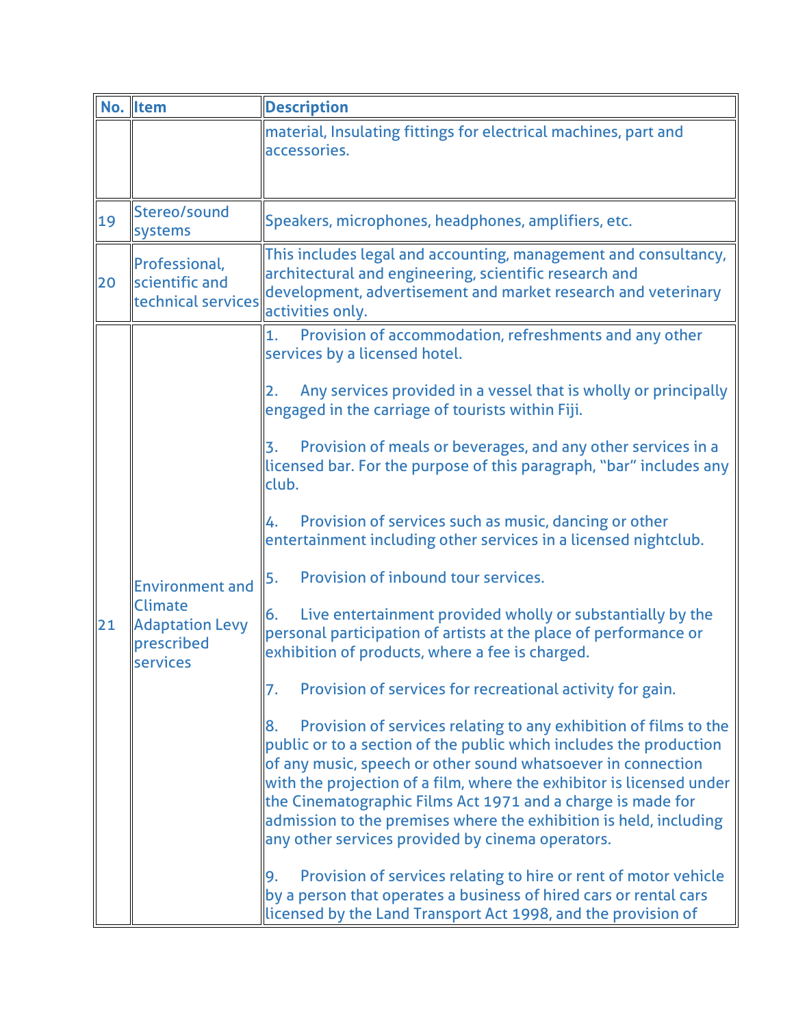| No. | Item | Description |
|---|---|---|
| | | material, Insulating fittings for electrical machines, part and accessories. |
| 19 | Stereo/sound systems | Speakers, microphones, headphones, amplifiers, etc. |
| 20 | Professional, scientific and technical services | This includes legal and accounting, management and consultancy, architectural and engineering, scientific research and development, advertisement and market research and veterinary activities only. |
| 21 | Environment and Climate Adaptation Levy prescribed services | 1. Provision of accommodation, refreshments and any other services by a licensed hotel.<br><br>2. Any services provided in a vessel that is wholly or principally engaged in the carriage of tourists within Fiji.<br><br>3. Provision of meals or beverages, and any other services in a licensed bar. For the purpose of this paragraph, "bar" includes any club.<br><br>4. Provision of services such as music, dancing or other entertainment including other services in a licensed nightclub.<br><br>5. Provision of inbound tour services.<br><br>6. Live entertainment provided wholly or substantially by the personal participation of artists at the place of performance or exhibition of products, where a fee is charged.<br><br>7. Provision of services for recreational activity for gain.<br><br>8. Provision of services relating to any exhibition of films to the public or to a section of the public which includes the production of any music, speech or other sound whatsoever in connection with the projection of a film, where the exhibitor is licensed under the Cinematographic Films Act 1971 and a charge is made for admission to the premises where the exhibition is held, including any other services provided by cinema operators.<br><br>9. Provision of services relating to hire or rent of motor vehicle by a person that operates a business of hired cars or rental cars licensed by the Land Transport Act 1998, and the provision of |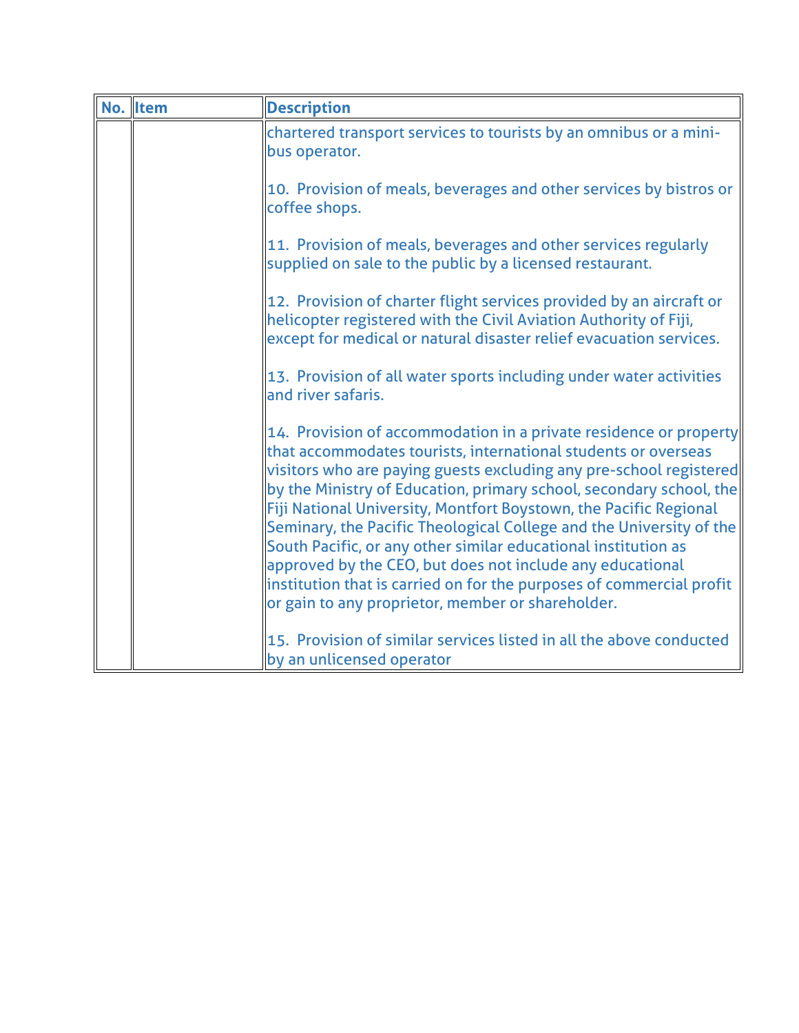| No. | Item | Description |
|---|---|---|
| | | chartered transport services to tourists by an omnibus or a mini-bus operator.<br><br>10. Provision of meals, beverages and other services by bistros or coffee shops.<br><br>11. Provision of meals, beverages and other services regularly supplied on sale to the public by a licensed restaurant.<br><br>12. Provision of charter flight services provided by an aircraft or helicopter registered with the Civil Aviation Authority of Fiji, except for medical or natural disaster relief evacuation services.<br><br>13. Provision of all water sports including under water activities and river safaris.<br><br>14. Provision of accommodation in a private residence or property that accommodates tourists, international students or overseas visitors who are paying guests excluding any pre-school registered by the Ministry of Education, primary school, secondary school, the Fiji National University, Montfort Boystown, the Pacific Regional Seminary, the Pacific Theological College and the University of the South Pacific, or any other similar educational institution as approved by the CEO, but does not include any educational institution that is carried on for the purposes of commercial profit or gain to any proprietor, member or shareholder.<br><br>15. Provision of similar services listed in all the above conducted by an unlicensed operator |